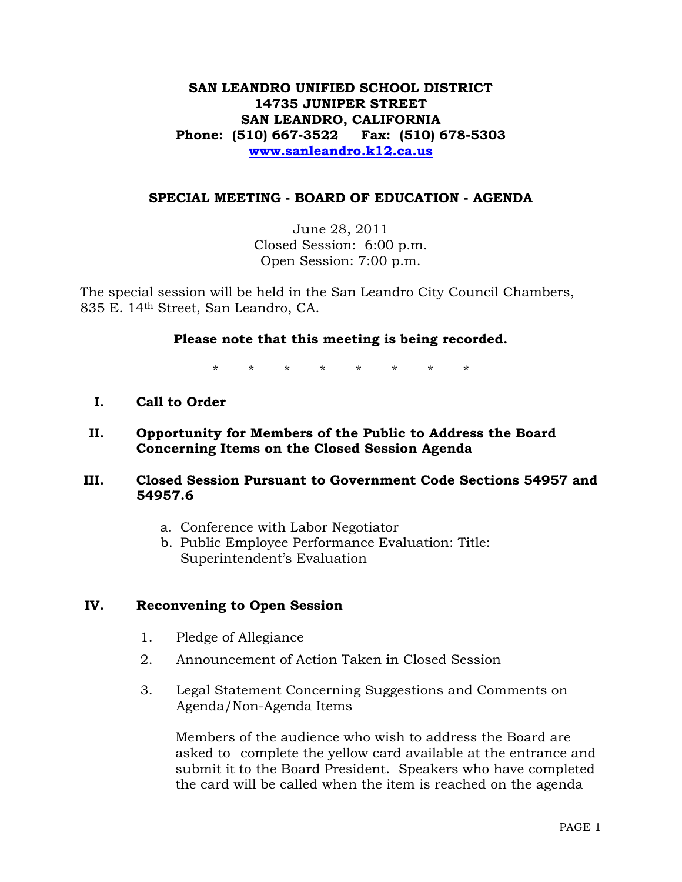**SAN LEANDRO UNIFIED SCHOOL DISTRICT**
**14735 JUNIPER STREET**
**SAN LEANDRO, CALIFORNIA**
**Phone: (510) 667-3522 Fax: (510) 678-5303**
**www.sanleandro.k12.ca.us**

## SPECIAL MEETING - BOARD OF EDUCATION - AGENDA

June 28, 2011
Closed Session: 6:00 p.m.
Open Session: 7:00 p.m.

The special session will be held in the San Leandro City Council Chambers, 835 E. 14th Street, San Leandro, CA.

**Please note that this meeting is being recorded.**

\* \* \* \* \* \* \* \*

**I. Call to Order**

**II. Opportunity for Members of the Public to Address the Board Concerning Items on the Closed Session Agenda**

**III. Closed Session Pursuant to Government Code Sections 54957 and 54957.6**

a. Conference with Labor Negotiator
b. Public Employee Performance Evaluation: Title: Superintendent's Evaluation

**IV. Reconvening to Open Session**

1. Pledge of Allegiance
2. Announcement of Action Taken in Closed Session
3. Legal Statement Concerning Suggestions and Comments on Agenda/Non-Agenda Items

   Members of the audience who wish to address the Board are asked to complete the yellow card available at the entrance and submit it to the Board President. Speakers who have completed the card will be called when the item is reached on the agenda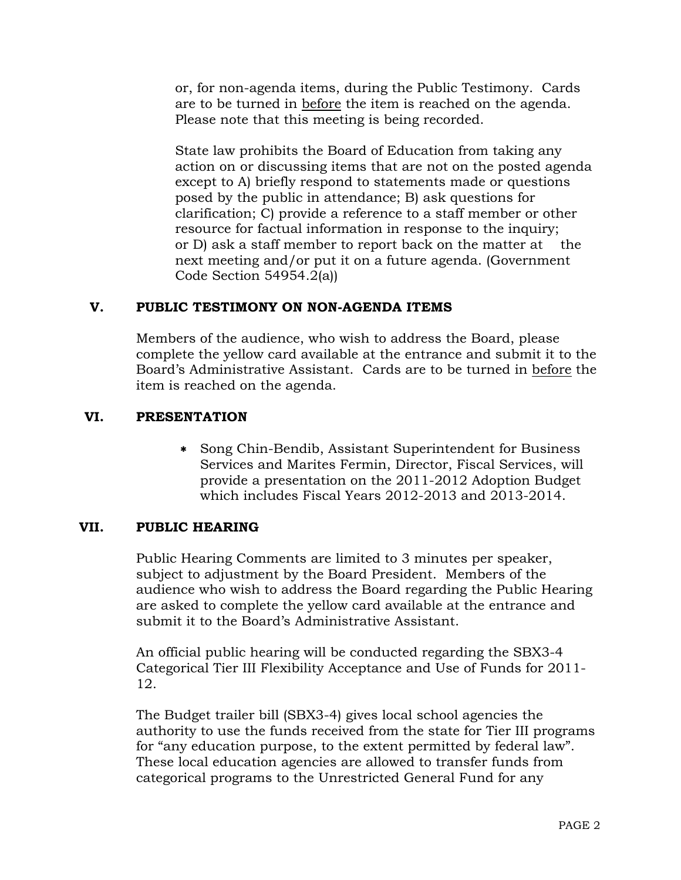or, for non-agenda items, during the Public Testimony. Cards are to be turned in <u>before</u> the item is reached on the agenda. Please note that this meeting is being recorded.

State law prohibits the Board of Education from taking any action on or discussing items that are not on the posted agenda except to A) briefly respond to statements made or questions posed by the public in attendance; B) ask questions for clarification; C) provide a reference to a staff member or other resource for factual information in response to the inquiry; or D) ask a staff member to report back on the matter at the next meeting and/or put it on a future agenda. (Government Code Section 54954.2(a))

## V. PUBLIC TESTIMONY ON NON-AGENDA ITEMS

Members of the audience, who wish to address the Board, please complete the yellow card available at the entrance and submit it to the Board's Administrative Assistant. Cards are to be turned in <u>before</u> the item is reached on the agenda.

## VI. PRESENTATION

- Song Chin-Bendib, Assistant Superintendent for Business Services and Marites Fermin, Director, Fiscal Services, will provide a presentation on the 2011-2012 Adoption Budget which includes Fiscal Years 2012-2013 and 2013-2014.

## VII. PUBLIC HEARING

Public Hearing Comments are limited to 3 minutes per speaker, subject to adjustment by the Board President. Members of the audience who wish to address the Board regarding the Public Hearing are asked to complete the yellow card available at the entrance and submit it to the Board's Administrative Assistant.

An official public hearing will be conducted regarding the SBX3-4 Categorical Tier III Flexibility Acceptance and Use of Funds for 2011-12.

The Budget trailer bill (SBX3-4) gives local school agencies the authority to use the funds received from the state for Tier III programs for "any education purpose, to the extent permitted by federal law". These local education agencies are allowed to transfer funds from categorical programs to the Unrestricted General Fund for any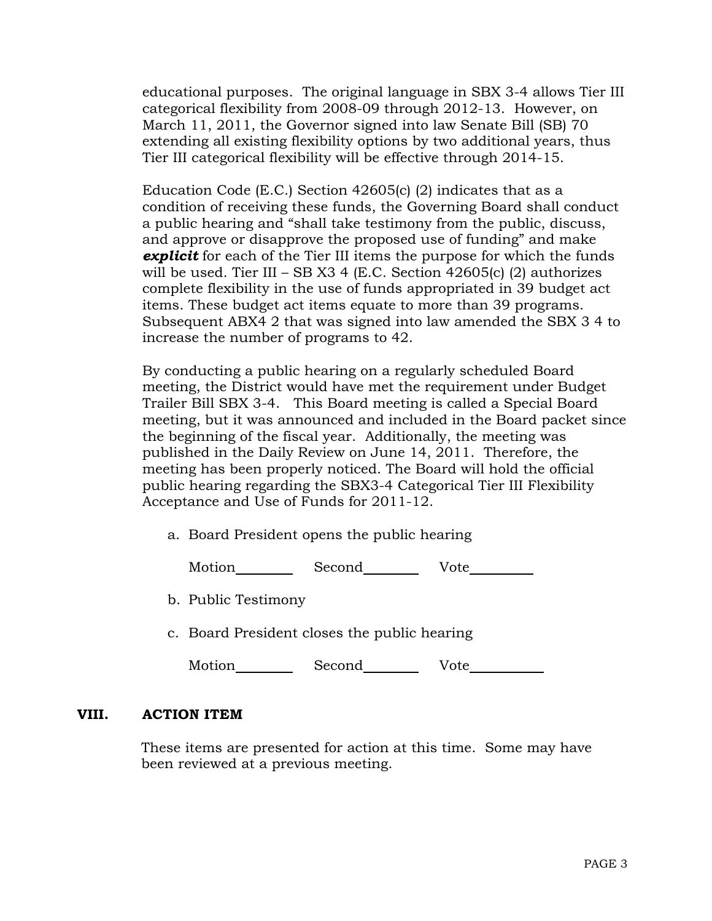educational purposes. The original language in SBX 3-4 allows Tier III categorical flexibility from 2008-09 through 2012-13. However, on March 11, 2011, the Governor signed into law Senate Bill (SB) 70 extending all existing flexibility options by two additional years, thus Tier III categorical flexibility will be effective through 2014-15.

Education Code (E.C.) Section 42605(c) (2) indicates that as a condition of receiving these funds, the Governing Board shall conduct a public hearing and "shall take testimony from the public, discuss, and approve or disapprove the proposed use of funding" and make ***explicit*** for each of the Tier III items the purpose for which the funds will be used. Tier III – SB X3 4 (E.C. Section 42605(c) (2) authorizes complete flexibility in the use of funds appropriated in 39 budget act items. These budget act items equate to more than 39 programs. Subsequent ABX4 2 that was signed into law amended the SBX 3 4 to increase the number of programs to 42.

By conducting a public hearing on a regularly scheduled Board meeting, the District would have met the requirement under Budget Trailer Bill SBX 3-4. This Board meeting is called a Special Board meeting, but it was announced and included in the Board packet since the beginning of the fiscal year. Additionally, the meeting was published in the Daily Review on June 14, 2011. Therefore, the meeting has been properly noticed. The Board will hold the official public hearing regarding the SBX3-4 Categorical Tier III Flexibility Acceptance and Use of Funds for 2011-12.

a. Board President opens the public hearing

   Motion________ Second________ Vote________

b. Public Testimony

c. Board President closes the public hearing

   Motion________ Second________ Vote________

## VIII. ACTION ITEM

These items are presented for action at this time. Some may have been reviewed at a previous meeting.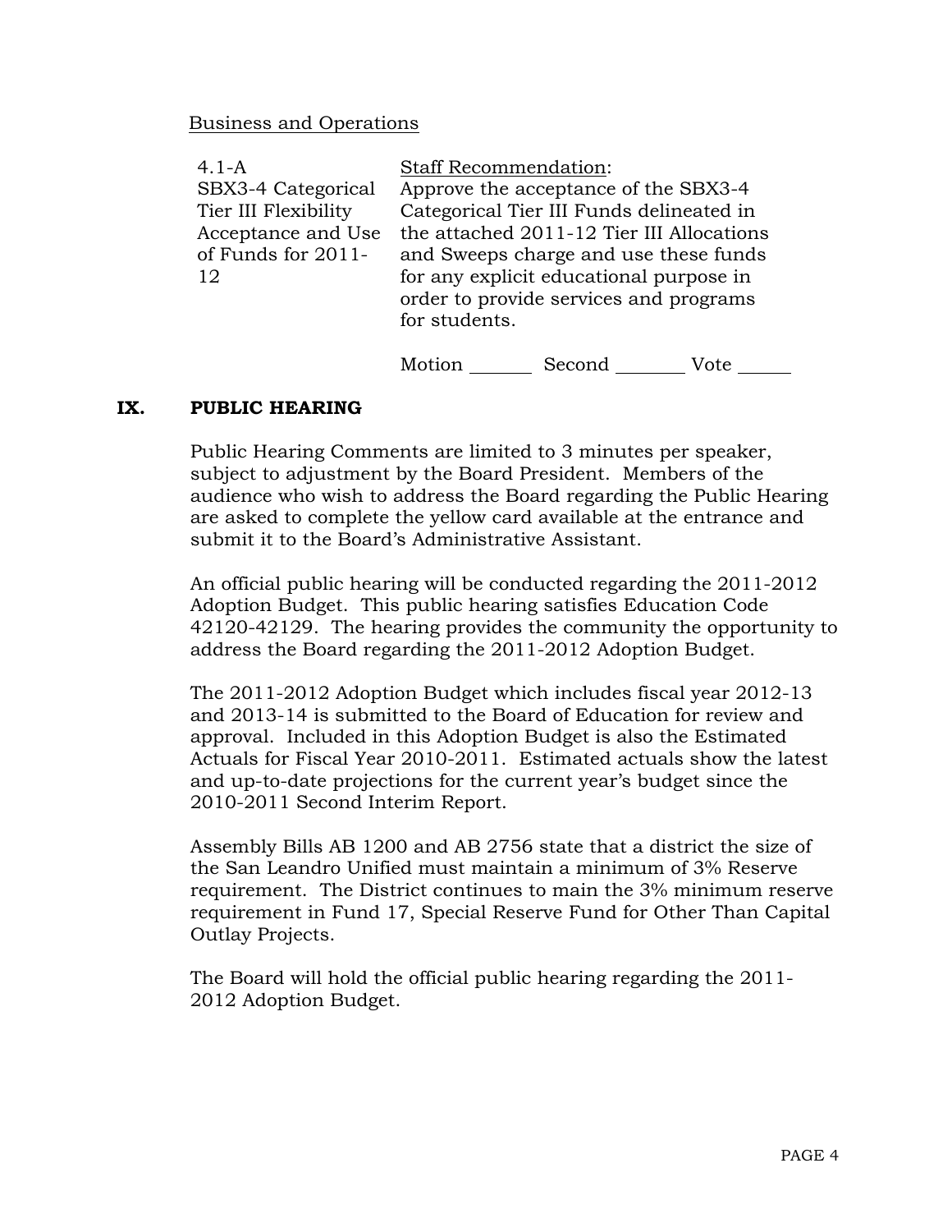Business and Operations

| 4.1-A SBX3-4 Categorical Tier III Flexibility Acceptance and Use of Funds for 2011-12 | Staff Recommendation: Approve the acceptance of the SBX3-4 Categorical Tier III Funds delineated in the attached 2011-12 Tier III Allocations and Sweeps charge and use these funds for any explicit educational purpose in order to provide services and programs for students. |
|---|---|
| | Motion _______ Second _______ Vote _____ |

## IX. PUBLIC HEARING

Public Hearing Comments are limited to 3 minutes per speaker, subject to adjustment by the Board President. Members of the audience who wish to address the Board regarding the Public Hearing are asked to complete the yellow card available at the entrance and submit it to the Board's Administrative Assistant.

An official public hearing will be conducted regarding the 2011-2012 Adoption Budget. This public hearing satisfies Education Code 42120-42129. The hearing provides the community the opportunity to address the Board regarding the 2011-2012 Adoption Budget.

The 2011-2012 Adoption Budget which includes fiscal year 2012-13 and 2013-14 is submitted to the Board of Education for review and approval. Included in this Adoption Budget is also the Estimated Actuals for Fiscal Year 2010-2011. Estimated actuals show the latest and up-to-date projections for the current year's budget since the 2010-2011 Second Interim Report.

Assembly Bills AB 1200 and AB 2756 state that a district the size of the San Leandro Unified must maintain a minimum of 3% Reserve requirement. The District continues to main the 3% minimum reserve requirement in Fund 17, Special Reserve Fund for Other Than Capital Outlay Projects.

The Board will hold the official public hearing regarding the 2011-2012 Adoption Budget.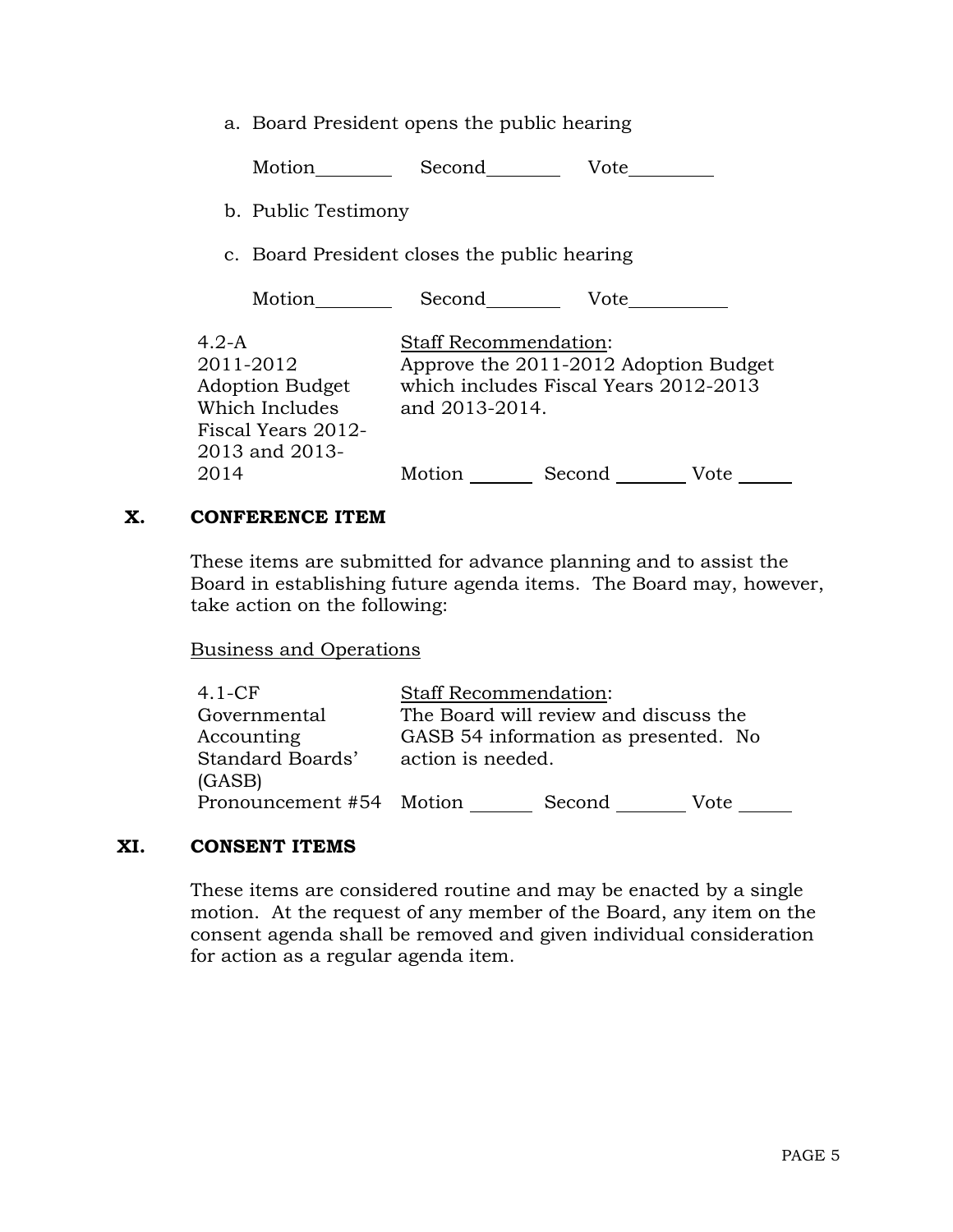a. Board President opens the public hearing

Motion________ Second________ Vote_________

b. Public Testimony

c. Board President closes the public hearing

Motion________ Second________ Vote__________

| | |
|---|---|
| 4.2-A<br>2011-2012 Adoption Budget Which Includes Fiscal Years 2012-2013 and 2013-2014 | Staff Recommendation:<br>Approve the 2011-2012 Adoption Budget which includes Fiscal Years 2012-2013 and 2013-2014.<br><br>Motion _______ Second ________ Vote ______ |

## X. CONFERENCE ITEM

These items are submitted for advance planning and to assist the Board in establishing future agenda items. The Board may, however, take action on the following:

Business and Operations

| | |
|---|---|
| 4.1-CF<br>Governmental Accounting Standard Boards' (GASB) Pronouncement #54 | Staff Recommendation:<br>The Board will review and discuss the GASB 54 information as presented. No action is needed.<br><br>Motion _______ Second ________ Vote ______ |

## XI. CONSENT ITEMS

These items are considered routine and may be enacted by a single motion. At the request of any member of the Board, any item on the consent agenda shall be removed and given individual consideration for action as a regular agenda item.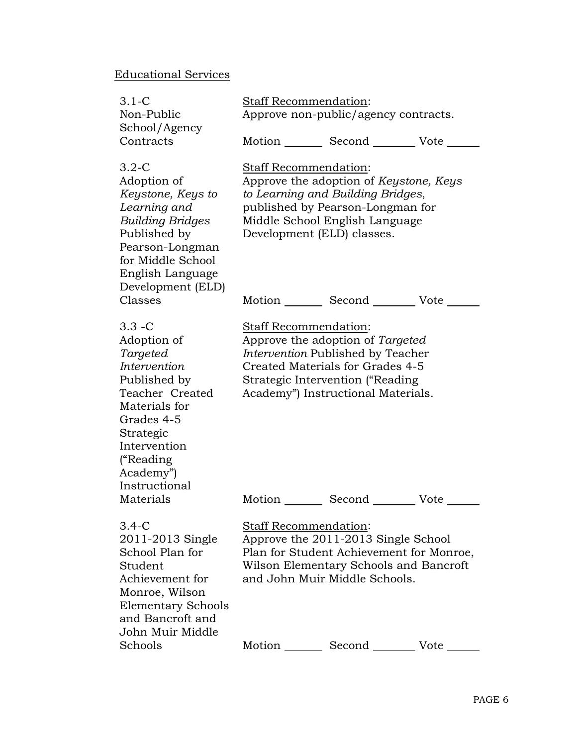Educational Services

3.1-C
Non-Public School/Agency Contracts

Staff Recommendation:
Approve non-public/agency contracts.

Motion _______ Second _______ Vote _____

3.2-C
Adoption of *Keystone, Keys to Learning and Building Bridges* Published by Pearson-Longman for Middle School English Language Development (ELD) Classes

Staff Recommendation:
Approve the adoption of *Keystone, Keys to Learning and Building Bridges*, published by Pearson-Longman for Middle School English Language Development (ELD) classes.

Motion _______ Second _______ Vote _____

3.3 -C
Adoption of *Targeted Intervention* Published by Teacher Created Materials for Grades 4-5 Strategic Intervention ("Reading Academy") Instructional Materials

Staff Recommendation:
Approve the adoption of *Targeted Intervention* Published by Teacher Created Materials for Grades 4-5 Strategic Intervention ("Reading Academy") Instructional Materials.

Motion _______ Second _______ Vote _____

3.4-C
2011-2013 Single School Plan for Student Achievement for Monroe, Wilson Elementary Schools and Bancroft and John Muir Middle Schools

Staff Recommendation:
Approve the 2011-2013 Single School Plan for Student Achievement for Monroe, Wilson Elementary Schools and Bancroft and John Muir Middle Schools.

Motion _______ Second _______ Vote _____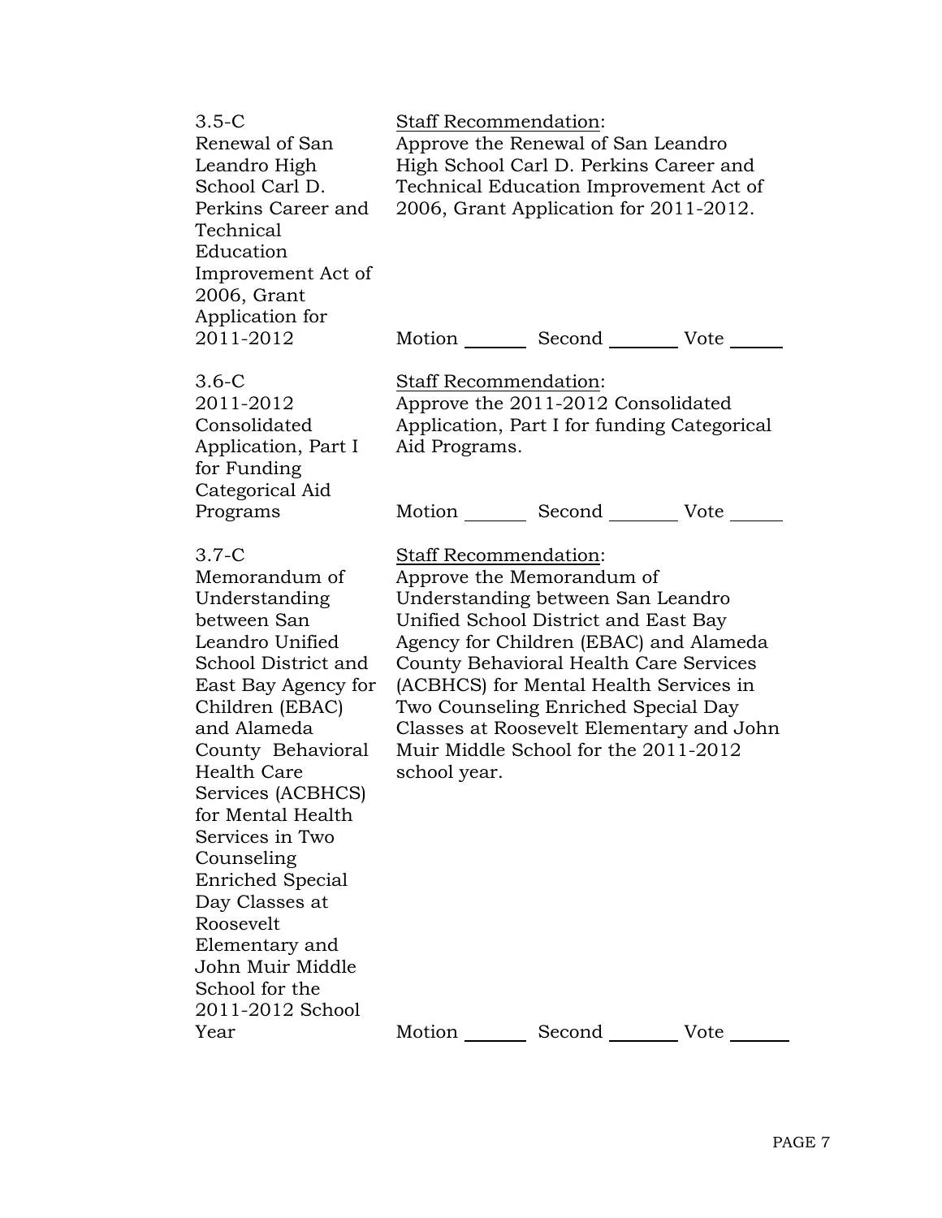| | |
|---|---|
| 3.5-C<br>Renewal of San Leandro High School Carl D. Perkins Career and Technical Education Improvement Act of 2006, Grant Application for 2011-2012 | Staff Recommendation:<br>Approve the Renewal of San Leandro High School Carl D. Perkins Career and Technical Education Improvement Act of 2006, Grant Application for 2011-2012.<br><br>Motion \_\_\_\_\_\_ Second \_\_\_\_\_\_ Vote \_\_\_\_\_\_ |
| 3.6-C<br>2011-2012 Consolidated Application, Part I for Funding Categorical Aid Programs | Staff Recommendation:<br>Approve the 2011-2012 Consolidated Application, Part I for funding Categorical Aid Programs.<br><br>Motion \_\_\_\_\_\_ Second \_\_\_\_\_\_ Vote \_\_\_\_\_\_ |
| 3.7-C<br>Memorandum of Understanding between San Leandro Unified School District and East Bay Agency for Children (EBAC) and Alameda County Behavioral Health Care Services (ACBHCS) for Mental Health Services in Two Counseling Enriched Special Day Classes at Roosevelt Elementary and John Muir Middle School for the 2011-2012 School Year | Staff Recommendation:<br>Approve the Memorandum of Understanding between San Leandro Unified School District and East Bay Agency for Children (EBAC) and Alameda County Behavioral Health Care Services (ACBHCS) for Mental Health Services in Two Counseling Enriched Special Day Classes at Roosevelt Elementary and John Muir Middle School for the 2011-2012 school year.<br><br>Motion \_\_\_\_\_\_ Second \_\_\_\_\_\_ Vote \_\_\_\_\_\_ |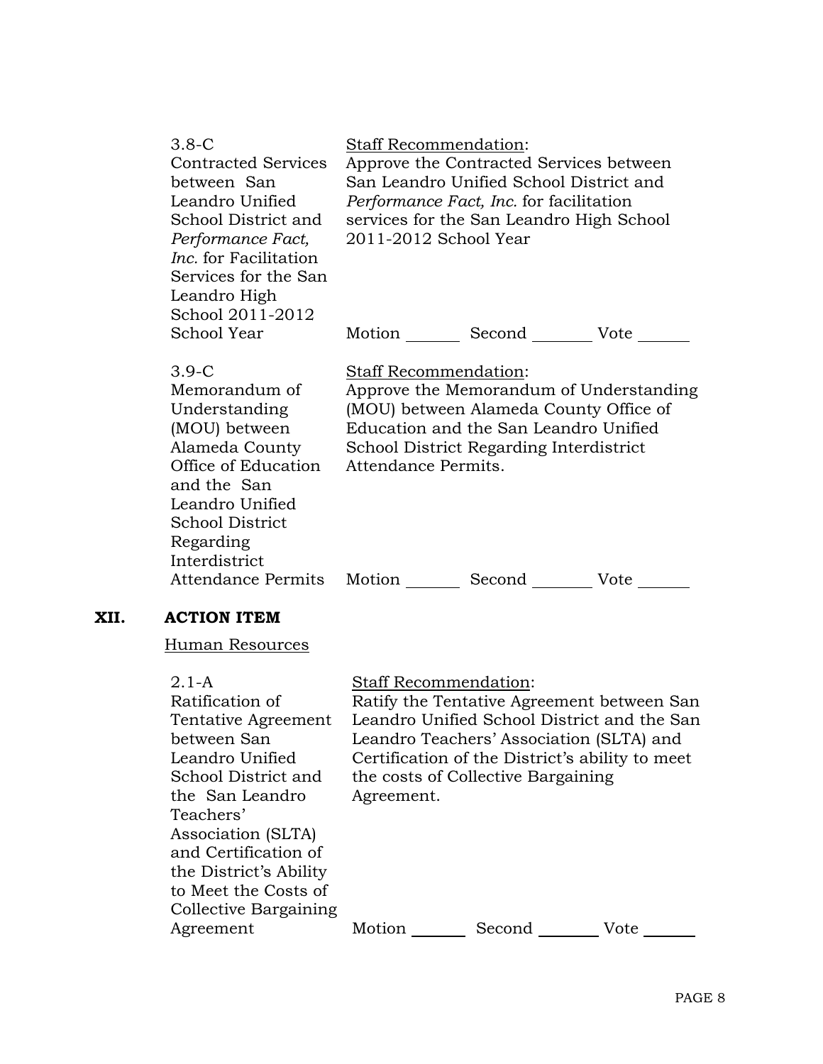| | |
|---|---|
| 3.8-C<br>Contracted Services between San Leandro Unified School District and *Performance Fact, Inc.* for Facilitation Services for the San Leandro High School 2011-2012 School Year | Staff Recommendation:<br>Approve the Contracted Services between San Leandro Unified School District and *Performance Fact, Inc.* for facilitation services for the San Leandro High School 2011-2012 School Year<br><br>Motion _______ Second _______ Vote _______ |
| 3.9-C<br>Memorandum of Understanding (MOU) between Alameda County Office of Education and the San Leandro Unified School District Regarding Interdistrict Attendance Permits | Staff Recommendation:<br>Approve the Memorandum of Understanding (MOU) between Alameda County Office of Education and the San Leandro Unified School District Regarding Interdistrict Attendance Permits.<br><br>Motion _______ Second _______ Vote _______ |

## XII. ACTION ITEM

Human Resources

| | |
|---|---|
| 2.1-A<br>Ratification of Tentative Agreement between San Leandro Unified School District and the San Leandro Teachers' Association (SLTA) and Certification of the District's Ability to Meet the Costs of Collective Bargaining Agreement | Staff Recommendation:<br>Ratify the Tentative Agreement between San Leandro Unified School District and the San Leandro Teachers' Association (SLTA) and Certification of the District's ability to meet the costs of Collective Bargaining Agreement.<br><br>Motion _______ Second _______ Vote _______ |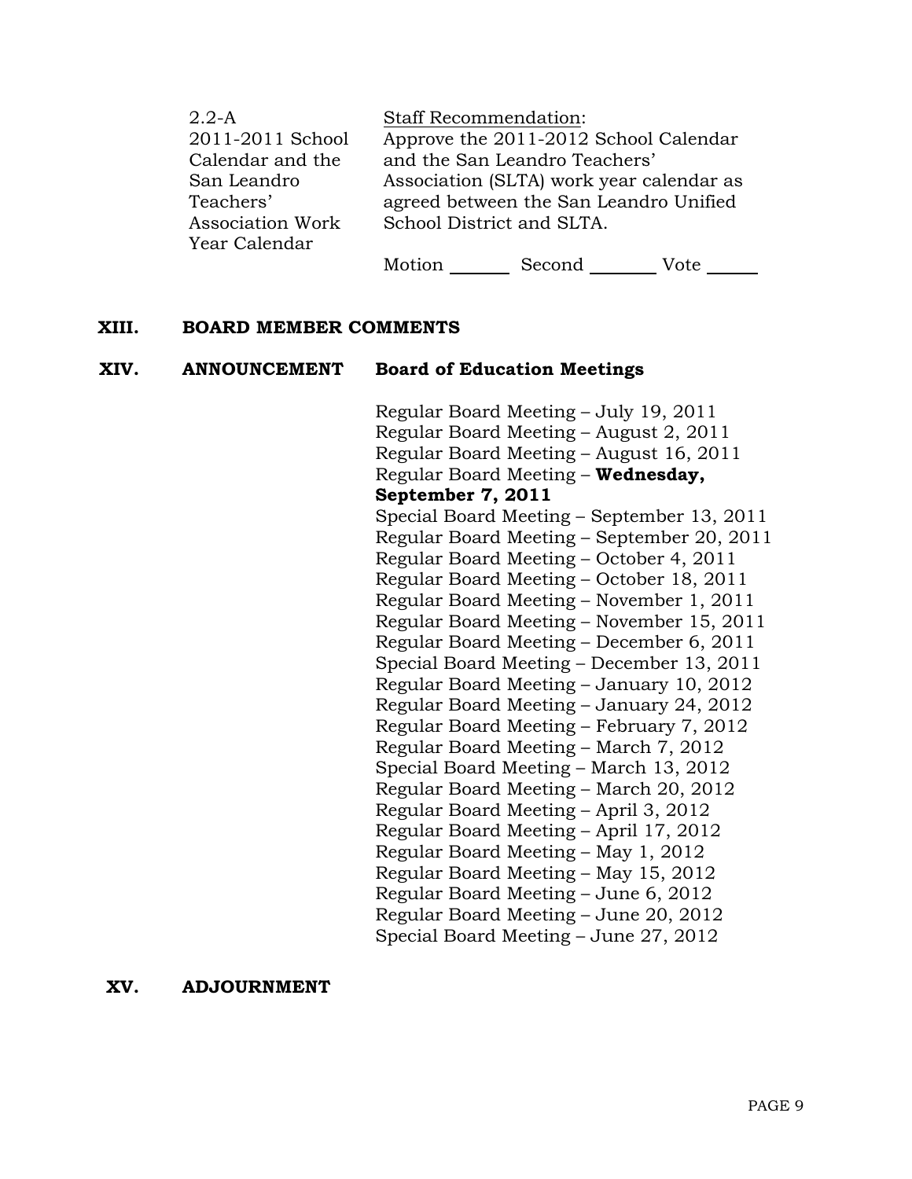| | |
|---|---|
| 2.2-A<br>2011-2011 School Calendar and the San Leandro Teachers' Association Work Year Calendar | Staff Recommendation:<br>Approve the 2011-2012 School Calendar and the San Leandro Teachers' Association (SLTA) work year calendar as agreed between the San Leandro Unified School District and SLTA.<br><br>Motion _______ Second _______ Vote ______ |

## XIII. BOARD MEMBER COMMENTS

## XIV. ANNOUNCEMENT **Board of Education Meetings**

Regular Board Meeting – July 19, 2011
Regular Board Meeting – August 2, 2011
Regular Board Meeting – August 16, 2011
Regular Board Meeting – **Wednesday, September 7, 2011**
Special Board Meeting – September 13, 2011
Regular Board Meeting – September 20, 2011
Regular Board Meeting – October 4, 2011
Regular Board Meeting – October 18, 2011
Regular Board Meeting – November 1, 2011
Regular Board Meeting – November 15, 2011
Regular Board Meeting – December 6, 2011
Special Board Meeting – December 13, 2011
Regular Board Meeting – January 10, 2012
Regular Board Meeting – January 24, 2012
Regular Board Meeting – February 7, 2012
Regular Board Meeting – March 7, 2012
Special Board Meeting – March 13, 2012
Regular Board Meeting – March 20, 2012
Regular Board Meeting – April 3, 2012
Regular Board Meeting – April 17, 2012
Regular Board Meeting – May 1, 2012
Regular Board Meeting – May 15, 2012
Regular Board Meeting – June 6, 2012
Regular Board Meeting – June 20, 2012
Special Board Meeting – June 27, 2012

## XV. ADJOURNMENT